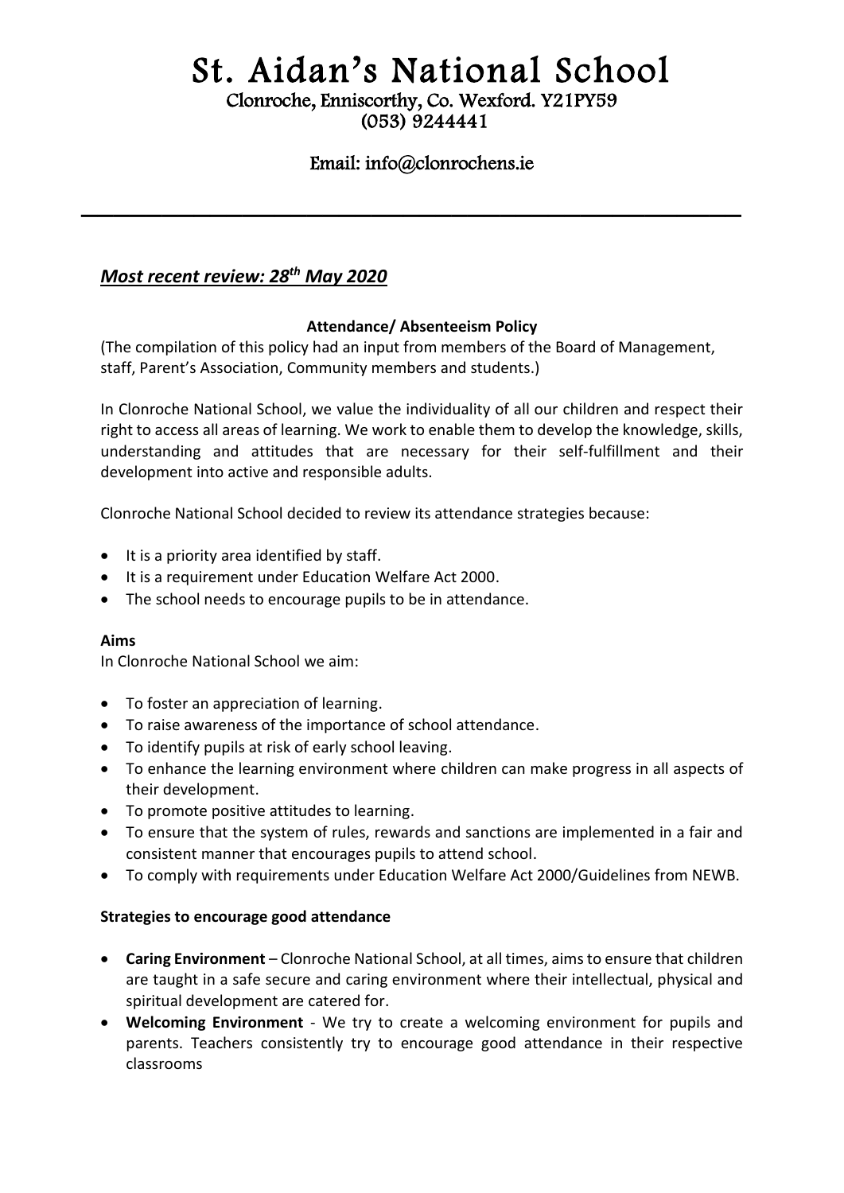# St. Aidan's National School

Clonroche, Enniscorthy, Co. Wexford. Y21PY59
(053) 9244441

Email: info@clonrochens.ie

---

***Most recent review: 28th May 2020***

**Attendance/ Absenteeism Policy**

(The compilation of this policy had an input from members of the Board of Management, staff, Parent's Association, Community members and students.)

In Clonroche National School, we value the individuality of all our children and respect their right to access all areas of learning. We work to enable them to develop the knowledge, skills, understanding and attitudes that are necessary for their self-fulfillment and their development into active and responsible adults.

Clonroche National School decided to review its attendance strategies because:

- It is a priority area identified by staff.
- It is a requirement under Education Welfare Act 2000.
- The school needs to encourage pupils to be in attendance.

**Aims**

In Clonroche National School we aim:

- To foster an appreciation of learning.
- To raise awareness of the importance of school attendance.
- To identify pupils at risk of early school leaving.
- To enhance the learning environment where children can make progress in all aspects of their development.
- To promote positive attitudes to learning.
- To ensure that the system of rules, rewards and sanctions are implemented in a fair and consistent manner that encourages pupils to attend school.
- To comply with requirements under Education Welfare Act 2000/Guidelines from NEWB.

**Strategies to encourage good attendance**

- **Caring Environment** – Clonroche National School, at all times, aims to ensure that children are taught in a safe secure and caring environment where their intellectual, physical and spiritual development are catered for.
- **Welcoming Environment** - We try to create a welcoming environment for pupils and parents. Teachers consistently try to encourage good attendance in their respective classrooms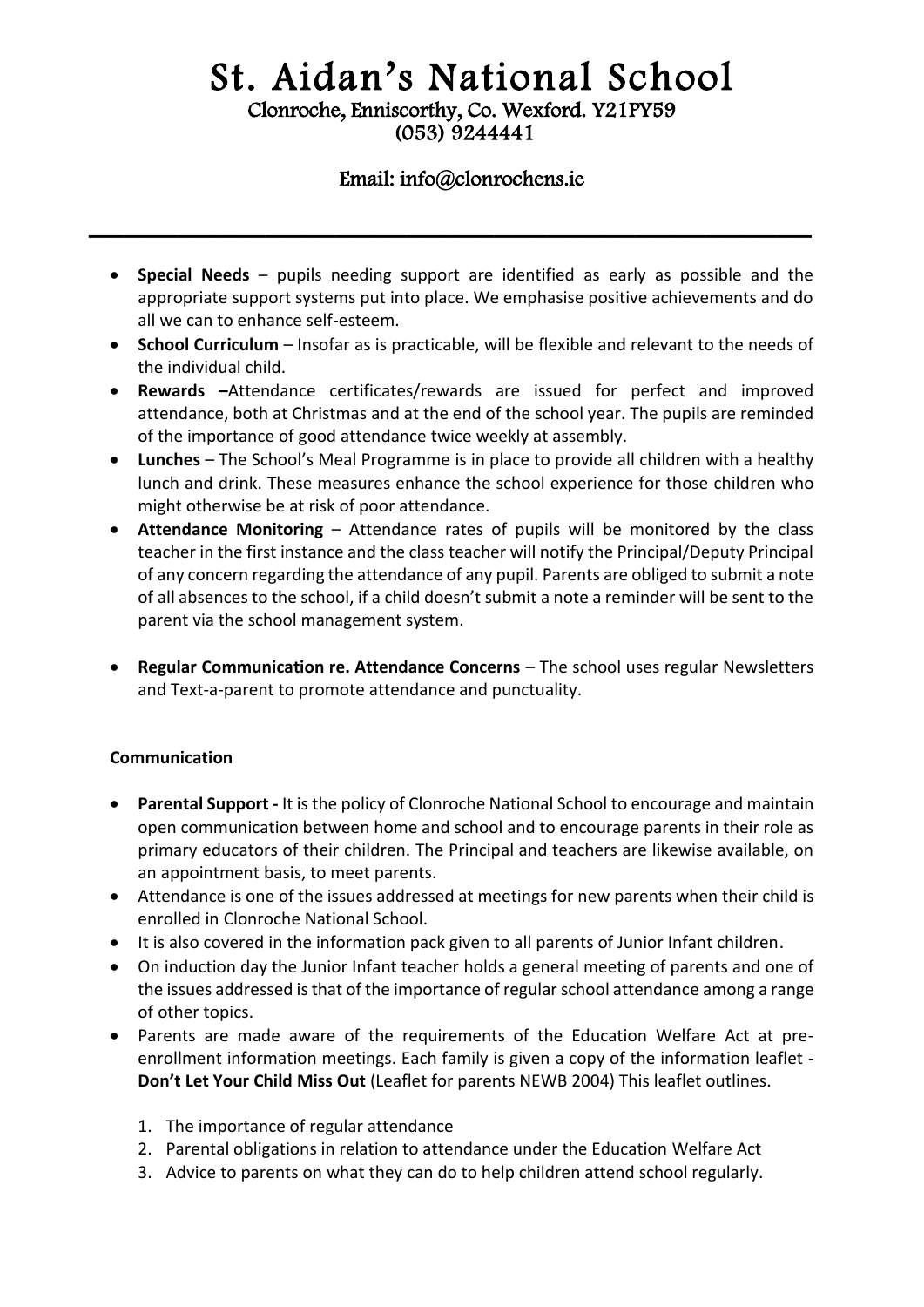- **Special Needs** – pupils needing support are identified as early as possible and the appropriate support systems put into place. We emphasise positive achievements and do all we can to enhance self-esteem.
- **School Curriculum** – Insofar as is practicable, will be flexible and relevant to the needs of the individual child.
- **Rewards –**Attendance certificates/rewards are issued for perfect and improved attendance, both at Christmas and at the end of the school year. The pupils are reminded of the importance of good attendance twice weekly at assembly.
- **Lunches** – The School's Meal Programme is in place to provide all children with a healthy lunch and drink. These measures enhance the school experience for those children who might otherwise be at risk of poor attendance.
- **Attendance Monitoring** – Attendance rates of pupils will be monitored by the class teacher in the first instance and the class teacher will notify the Principal/Deputy Principal of any concern regarding the attendance of any pupil. Parents are obliged to submit a note of all absences to the school, if a child doesn't submit a note a reminder will be sent to the parent via the school management system.
- **Regular Communication re. Attendance Concerns** – The school uses regular Newsletters and Text-a-parent to promote attendance and punctuality.

**Communication**

- **Parental Support -** It is the policy of Clonroche National School to encourage and maintain open communication between home and school and to encourage parents in their role as primary educators of their children. The Principal and teachers are likewise available, on an appointment basis, to meet parents.
- Attendance is one of the issues addressed at meetings for new parents when their child is enrolled in Clonroche National School.
- It is also covered in the information pack given to all parents of Junior Infant children.
- On induction day the Junior Infant teacher holds a general meeting of parents and one of the issues addressed is that of the importance of regular school attendance among a range of other topics.
- Parents are made aware of the requirements of the Education Welfare Act at pre-enrollment information meetings. Each family is given a copy of the information leaflet - **Don't Let Your Child Miss Out** (Leaflet for parents NEWB 2004) This leaflet outlines.

  1. The importance of regular attendance
  2. Parental obligations in relation to attendance under the Education Welfare Act
  3. Advice to parents on what they can do to help children attend school regularly.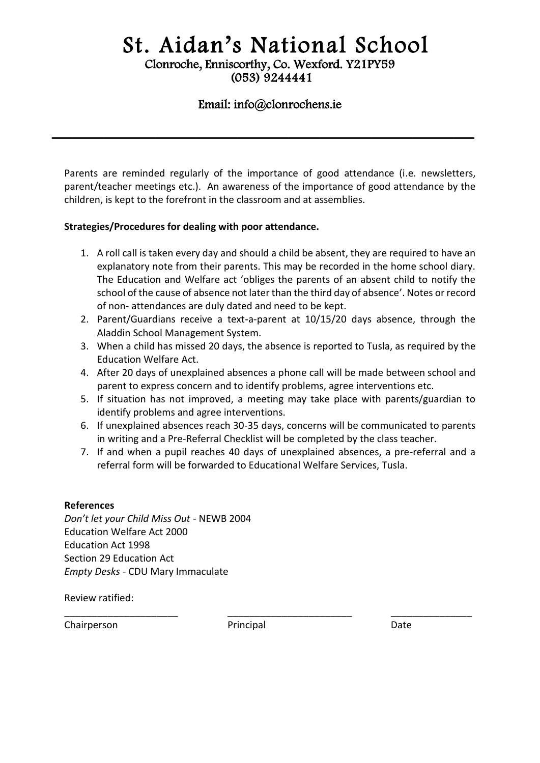# St. Aidan's National School

Clonroche, Enniscorthy, Co. Wexford. Y21PY59
(053) 9244441

Email: info@clonrochens.ie

---

Parents are reminded regularly of the importance of good attendance (i.e. newsletters, parent/teacher meetings etc.). An awareness of the importance of good attendance by the children, is kept to the forefront in the classroom and at assemblies.

**Strategies/Procedures for dealing with poor attendance.**

1. A roll call is taken every day and should a child be absent, they are required to have an explanatory note from their parents. This may be recorded in the home school diary. The Education and Welfare act 'obliges the parents of an absent child to notify the school of the cause of absence not later than the third day of absence'. Notes or record of non- attendances are duly dated and need to be kept.
2. Parent/Guardians receive a text-a-parent at 10/15/20 days absence, through the Aladdin School Management System.
3. When a child has missed 20 days, the absence is reported to Tusla, as required by the Education Welfare Act.
4. After 20 days of unexplained absences a phone call will be made between school and parent to express concern and to identify problems, agree interventions etc.
5. If situation has not improved, a meeting may take place with parents/guardian to identify problems and agree interventions.
6. If unexplained absences reach 30-35 days, concerns will be communicated to parents in writing and a Pre-Referral Checklist will be completed by the class teacher.
7. If and when a pupil reaches 40 days of unexplained absences, a pre-referral and a referral form will be forwarded to Educational Welfare Services, Tusla.

**References**

*Don't let your Child Miss Out* - NEWB 2004
Education Welfare Act 2000
Education Act 1998
Section 29 Education Act
*Empty Desks* - CDU Mary Immaculate

Review ratified:

| ______________________ | ________________________ | _______________ |
|---|---|---|
| Chairperson | Principal | Date |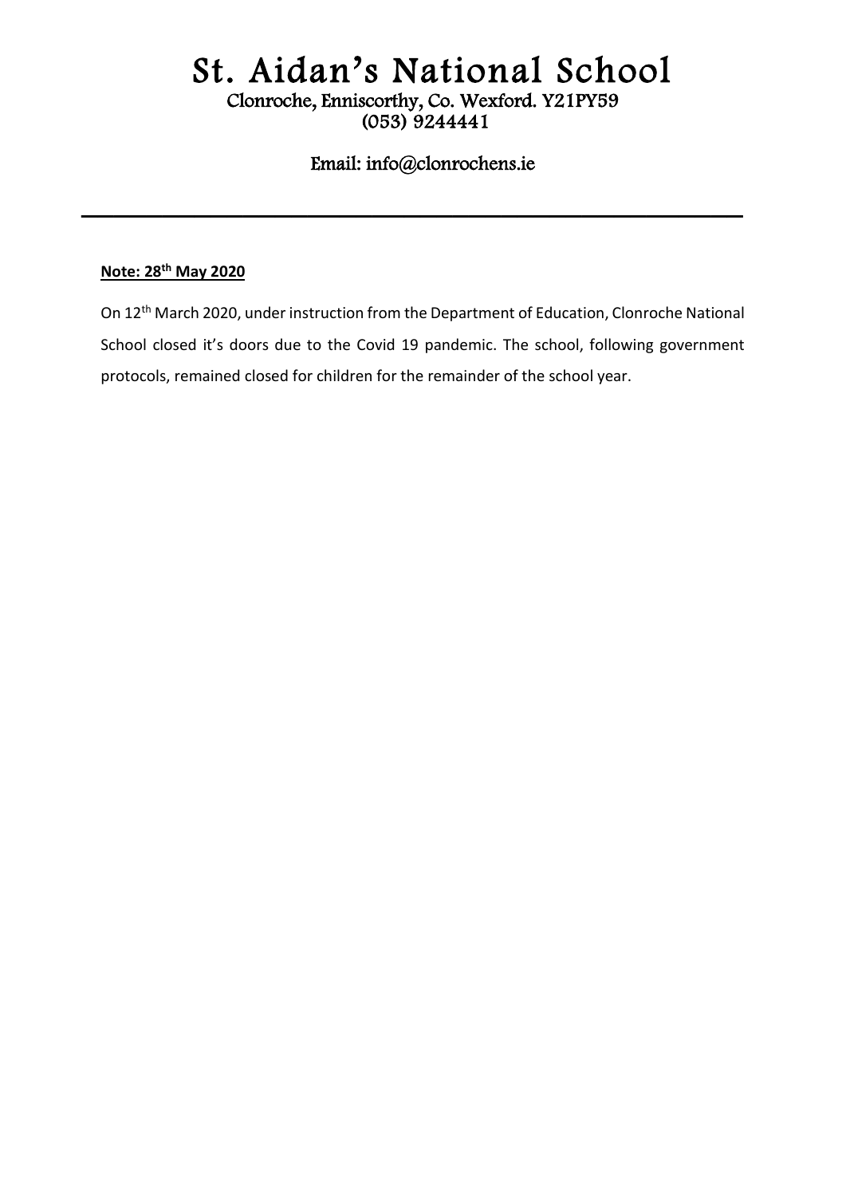# St. Aidan's National School

Clonroche, Enniscorthy, Co. Wexford. Y21PY59
(053) 9244441

Email: info@clonrochens.ie

---

**Note: 28th May 2020**

On 12th March 2020, under instruction from the Department of Education, Clonroche National School closed it's doors due to the Covid 19 pandemic. The school, following government protocols, remained closed for children for the remainder of the school year.